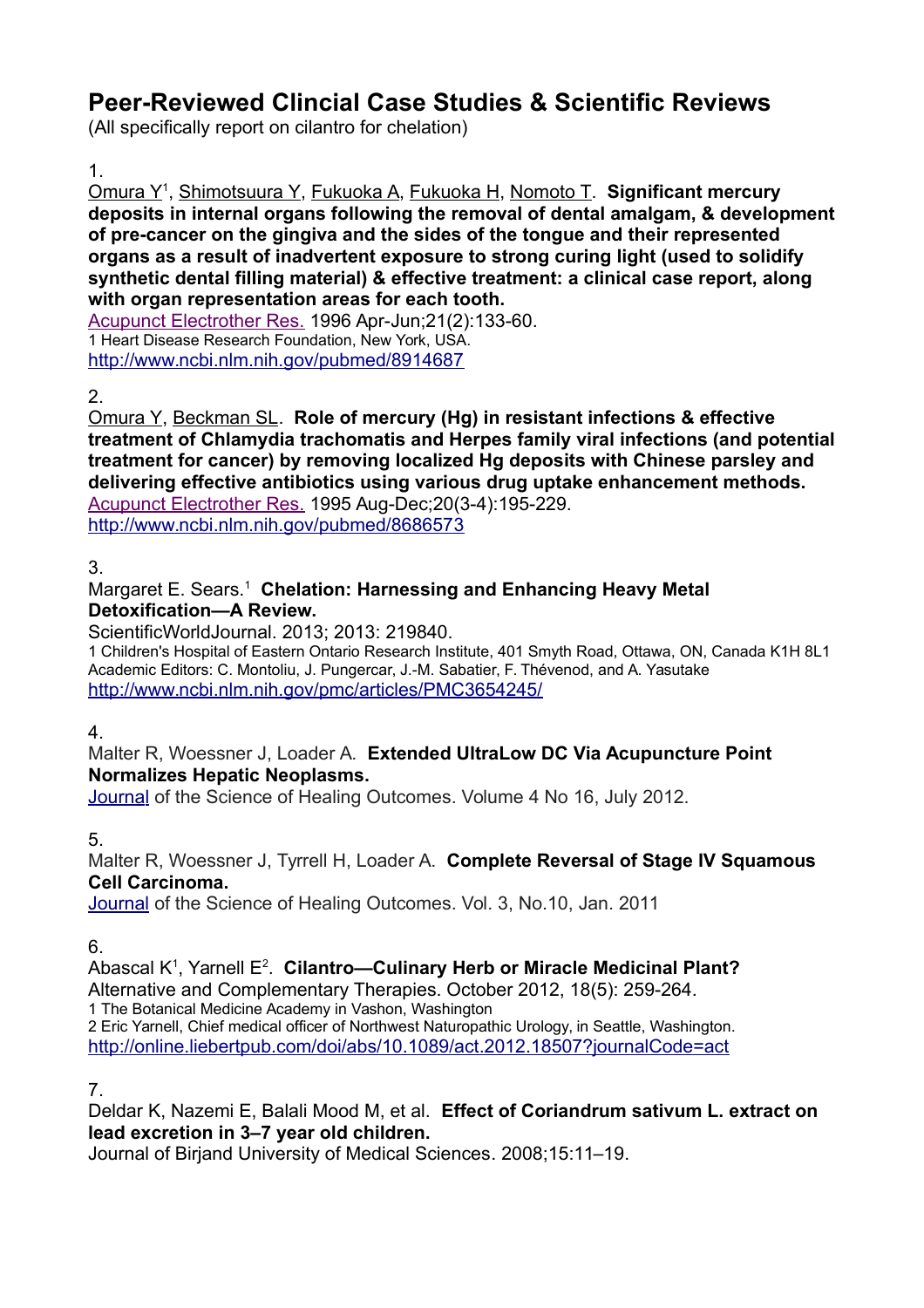# Peer-Reviewed Clincial Case Studies & Scientific Reviews

(All specifically report on cilantro for chelation)

1.
Omura Y[1], Shimotsuura Y, Fukuoka A, Fukuoka H, Nomoto T. **Significant mercury deposits in internal organs following the removal of dental amalgam, & development of pre-cancer on the gingiva and the sides of the tongue and their represented organs as a result of inadvertent exposure to strong curing light (used to solidify synthetic dental filling material) & effective treatment: a clinical case report, along with organ representation areas for each tooth.**
Acupunct Electrother Res. 1996 Apr-Jun;21(2):133-60.
1 Heart Disease Research Foundation, New York, USA.
http://www.ncbi.nlm.nih.gov/pubmed/8914687

2.
Omura Y, Beckman SL. **Role of mercury (Hg) in resistant infections & effective treatment of Chlamydia trachomatis and Herpes family viral infections (and potential treatment for cancer) by removing localized Hg deposits with Chinese parsley and delivering effective antibiotics using various drug uptake enhancement methods.**
Acupunct Electrother Res. 1995 Aug-Dec;20(3-4):195-229.
http://www.ncbi.nlm.nih.gov/pubmed/8686573

3.
Margaret E. Sears.[1] **Chelation: Harnessing and Enhancing Heavy Metal Detoxification—A Review.**
ScientificWorldJournal. 2013; 2013: 219840.
1 Children's Hospital of Eastern Ontario Research Institute, 401 Smyth Road, Ottawa, ON, Canada K1H 8L1
Academic Editors: C. Montoliu, J. Pungercar, J.-M. Sabatier, F. Thévenod, and A. Yasutake
http://www.ncbi.nlm.nih.gov/pmc/articles/PMC3654245/

4.
Malter R, Woessner J, Loader A. **Extended UltraLow DC Via Acupuncture Point Normalizes Hepatic Neoplasms.**
Journal of the Science of Healing Outcomes. Volume 4 No 16, July 2012.

5.
Malter R, Woessner J, Tyrrell H, Loader A. **Complete Reversal of Stage IV Squamous Cell Carcinoma.**
Journal of the Science of Healing Outcomes. Vol. 3, No.10, Jan. 2011

6.
Abascal K[1], Yarnell E[2]. **Cilantro—Culinary Herb or Miracle Medicinal Plant?**
Alternative and Complementary Therapies. October 2012, 18(5): 259-264.
1 The Botanical Medicine Academy in Vashon, Washington
2 Eric Yarnell, Chief medical officer of Northwest Naturopathic Urology, in Seattle, Washington.
http://online.liebertpub.com/doi/abs/10.1089/act.2012.18507?journalCode=act

7.
Deldar K, Nazemi E, Balali Mood M, et al. **Effect of Coriandrum sativum L. extract on lead excretion in 3–7 year old children.**
Journal of Birjand University of Medical Sciences. 2008;15:11–19.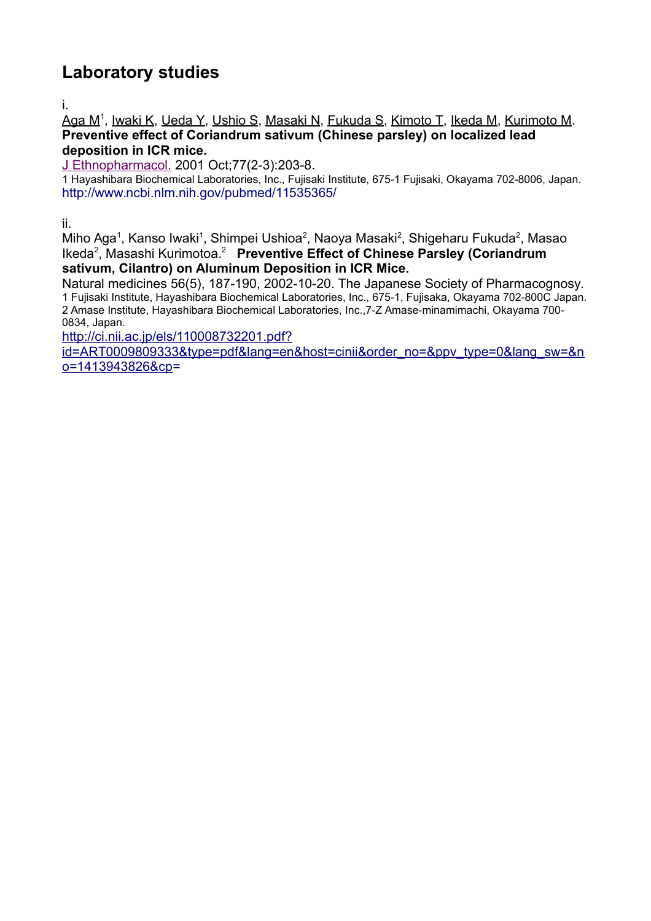## Laboratory studies

i.

Aga M[1], Iwaki K, Ueda Y, Ushio S, Masaki N, Fukuda S, Kimoto T, Ikeda M, Kurimoto M. **Preventive effect of Coriandrum sativum (Chinese parsley) on localized lead deposition in ICR mice.**

J Ethnopharmacol. 2001 Oct;77(2-3):203-8.

1 Hayashibara Biochemical Laboratories, Inc., Fujisaki Institute, 675-1 Fujisaki, Okayama 702-8006, Japan.

http://www.ncbi.nlm.nih.gov/pubmed/11535365/

ii.

Miho Aga[1], Kanso Iwaki[1], Shimpei Ushioa[2], Naoya Masaki[2], Shigeharu Fukuda[2], Masao Ikeda[2], Masashi Kurimotoa.[2] **Preventive Effect of Chinese Parsley (Coriandrum sativum, Cilantro) on Aluminum Deposition in ICR Mice.**

Natural medicines 56(5), 187-190, 2002-10-20. The Japanese Society of Pharmacognosy.

1 Fujisaki Institute, Hayashibara Biochemical Laboratories, Inc., 675-1, Fujisaka, Okayama 702-800C Japan.
2 Amase Institute, Hayashibara Biochemical Laboratories, Inc.,7-Z Amase-minamimachi, Okayama 700-0834, Japan.

http://ci.nii.ac.jp/els/110008732201.pdf?id=ART0009809333&type=pdf&lang=en&host=cinii&order_no=&ppv_type=0&lang_sw=&no=1413943826&cp=